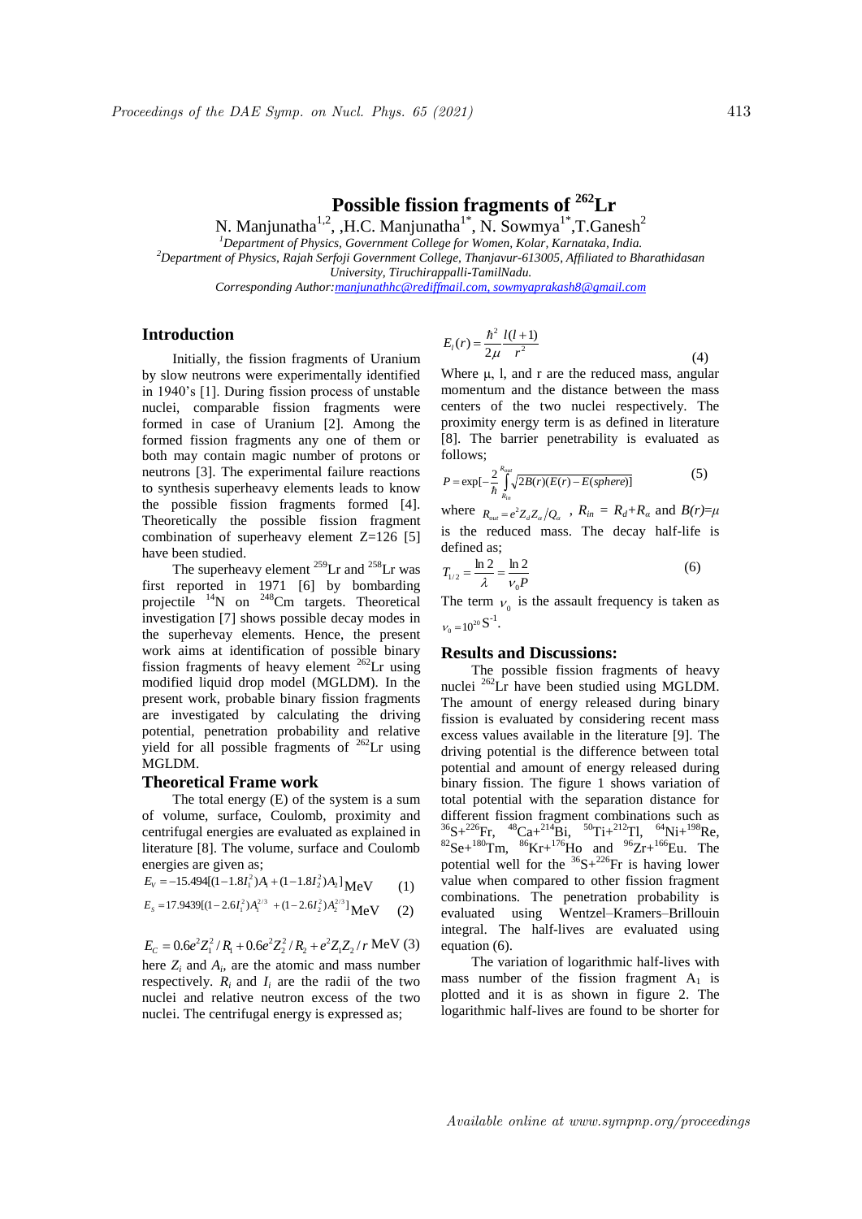# Possible fission fragments of $^{262}$Lr

N. Manjunatha[1,2], ,H.C. Manjunatha[1*], N. Sowmya[1*],T.Ganesh[2]

[1]*Department of Physics, Government College for Women, Kolar, Karnataka, India.*

[2]*Department of Physics, Rajah Serfoji Government College, Thanjavur-613005, Affiliated to Bharathidasan University, Tiruchirappalli-TamilNadu.*

*Corresponding Author:manjunathhc@rediffmail.com, sowmyaprakash8@gmail.com*

## Introduction

Initially, the fission fragments of Uranium by slow neutrons were experimentally identified in 1940's [1]. During fission process of unstable nuclei, comparable fission fragments were formed in case of Uranium [2]. Among the formed fission fragments any one of them or both may contain magic number of protons or neutrons [3]. The experimental failure reactions to synthesis superheavy elements leads to know the possible fission fragments formed [4]. Theoretically the possible fission fragment combination of superheavy element Z=126 [5] have been studied.

The superheavy element $^{259}$Lr and $^{258}$Lr was first reported in 1971 [6] by bombarding projectile $^{14}$N on $^{248}$Cm targets. Theoretical investigation [7] shows possible decay modes in the superhevay elements. Hence, the present work aims at identification of possible binary fission fragments of heavy element $^{262}$Lr using modified liquid drop model (MGLDM). In the present work, probable binary fission fragments are investigated by calculating the driving potential, penetration probability and relative yield for all possible fragments of $^{262}$Lr using MGLDM.

## Theoretical Frame work

The total energy (E) of the system is a sum of volume, surface, Coulomb, proximity and centrifugal energies are evaluated as explained in literature [8]. The volume, surface and Coulomb energies are given as;

$$E_V = -15.494[(1-1.8I_1^2)A_1 + (1-1.8I_2^2)A_2]\,\text{MeV} \quad (1)$$

$$E_s = 17.9439[(1-2.6I_1^2)A_1^{2/3} + (1-2.6I_2^2)A_2^{2/3}]\,\text{MeV} \quad (2)$$

$$E_C = 0.6e^2Z_1^2/R_1 + 0.6e^2Z_2^2/R_2 + e^2Z_1Z_2/r\ \text{MeV} \quad (3)$$

here $Z_i$ and $A_i$, are the atomic and mass number respectively. $R_i$ and $I_i$ are the radii of the two nuclei and relative neutron excess of the two nuclei. The centrifugal energy is expressed as;

$$E_l(r) = \frac{\hbar^2}{2\mu}\frac{l(l+1)}{r^2} \quad (4)$$

Where μ, l, and r are the reduced mass, angular momentum and the distance between the mass centers of the two nuclei respectively. The proximity energy term is as defined in literature [8]. The barrier penetrability is evaluated as follows;

$$P = \exp[-\frac{2}{\hbar}\int_{R_{in}}^{R_{out}}\sqrt{2B(r)(E(r)-E(sphere))}] \quad (5)$$

where $R_{out} = e^2Z_dZ_\alpha/Q_\alpha$ , $R_{in} = R_d+R_\alpha$ and $B(r)=\mu$ is the reduced mass. The decay half-life is defined as;

$$T_{1/2} = \frac{\ln 2}{\lambda} = \frac{\ln 2}{\nu_0 P} \quad (6)$$

The term $\nu_0$ is the assault frequency is taken as $\nu_0 = 10^{20}\,\text{S}^{-1}$.

## Results and Discussions:

The possible fission fragments of heavy nuclei $^{262}$Lr have been studied using MGLDM. The amount of energy released during binary fission is evaluated by considering recent mass excess values available in the literature [9]. The driving potential is the difference between total potential and amount of energy released during binary fission. The figure 1 shows variation of total potential with the separation distance for different fission fragment combinations such as $^{36}$S+$^{226}$Fr, $^{48}$Ca+$^{214}$Bi, $^{50}$Ti+$^{212}$Tl, $^{64}$Ni+$^{198}$Re, $^{82}$Se+$^{180}$Tm, $^{86}$Kr+$^{176}$Ho and $^{96}$Zr+$^{166}$Eu. The potential well for the $^{36}$S+$^{226}$Fr is having lower value when compared to other fission fragment combinations. The penetration probability is evaluated using Wentzel–Kramers–Brillouin integral. The half-lives are evaluated using equation (6).

The variation of logarithmic half-lives with mass number of the fission fragment $A_1$ is plotted and it is as shown in figure 2. The logarithmic half-lives are found to be shorter for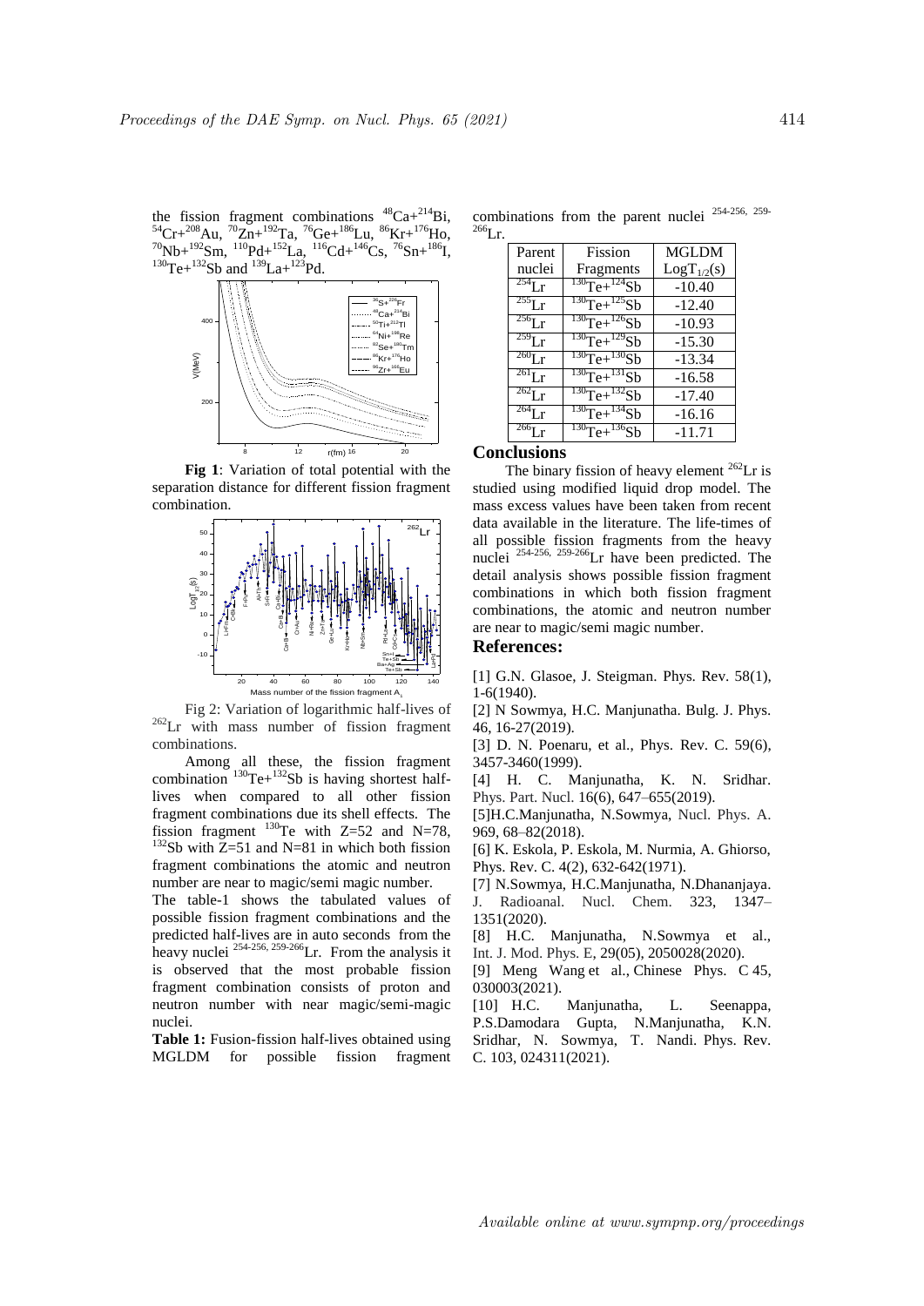the fission fragment combinations $^{48}Ca+^{214}Bi$, $^{54}Cr+^{208}Au$, $^{70}Zn+^{192}Ta$, $^{76}Ge+^{186}Lu$, $^{86}Kr+^{176}Ho$, $^{70}Nb+^{192}Sm$, $^{110}Pd+^{152}La$, $^{116}Cd+^{146}Cs$, $^{76}Sn+^{186}I$, $^{130}Te+^{132}Sb$ and $^{139}La+^{123}Pd$.

$^{36}S+^{226}Fr$
$^{48}Ca+^{214}Bi$
$^{50}Ti+^{212}Tl$
$^{64}Ni+^{198}Re$
$^{82}Se+^{180}Tm$
$^{86}Kr+^{176}Ho$
$^{96}Zr+^{166}Eu$
V(MeV)
r(fm)

**Fig 1**: Variation of total potential with the separation distance for different fission fragment combination.

$^{262}Lr$
$LogT_{1/2}(s)$
Mass number of the fission fragment $A_1$

Fig 2: Variation of logarithmic half-lives of $^{262}Lr$ with mass number of fission fragment combinations.

Among all these, the fission fragment combination $^{130}Te+^{132}Sb$ is having shortest half-lives when compared to all other fission fragment combinations due its shell effects. The fission fragment $^{130}Te$ with Z=52 and N=78, $^{132}Sb$ with Z=51 and N=81 in which both fission fragment combinations the atomic and neutron number are near to magic/semi magic number.

The table-1 shows the tabulated values of possible fission fragment combinations and the predicted half-lives are in auto seconds from the heavy nuclei $^{254-256,\ 259-266}Lr$. From the analysis it is observed that the most probable fission fragment combination consists of proton and neutron number with near magic/semi-magic nuclei.

**Table 1:** Fusion-fission half-lives obtained using MGLDM for possible fission fragment combinations from the parent nuclei $^{254-256,\ 259-266}Lr$.

| Parent nuclei | Fission Fragments | MGLDM $LogT_{1/2}(s)$ |
|---|---|---|
| $^{254}Lr$ | $^{130}Te+^{124}Sb$ | -10.40 |
| $^{255}Lr$ | $^{130}Te+^{125}Sb$ | -12.40 |
| $^{256}Lr$ | $^{130}Te+^{126}Sb$ | -10.93 |
| $^{259}Lr$ | $^{130}Te+^{129}Sb$ | -15.30 |
| $^{260}Lr$ | $^{130}Te+^{130}Sb$ | -13.34 |
| $^{261}Lr$ | $^{130}Te+^{131}Sb$ | -16.58 |
| $^{262}Lr$ | $^{130}Te+^{132}Sb$ | -17.40 |
| $^{264}Lr$ | $^{130}Te+^{134}Sb$ | -16.16 |
| $^{266}Lr$ | $^{130}Te+^{136}Sb$ | -11.71 |

## Conclusions

The binary fission of heavy element $^{262}Lr$ is studied using modified liquid drop model. The mass excess values have been taken from recent data available in the literature. The life-times of all possible fission fragments from the heavy nuclei $^{254-256,\ 259-266}Lr$ have been predicted. The detail analysis shows possible fission fragment combinations in which both fission fragment combinations, the atomic and neutron number are near to magic/semi magic number.

## References:

[1] G.N. Glasoe, J. Steigman. Phys. Rev. 58(1), 1-6(1940).

[2] N Sowmya, H.C. Manjunatha. Bulg. J. Phys. 46, 16-27(2019).

[3] D. N. Poenaru, et al., Phys. Rev. C. 59(6), 3457-3460(1999).

[4] H. C. Manjunatha, K. N. Sridhar. Phys. Part. Nucl. 16(6), 647–655(2019).

[5]H.C.Manjunatha, N.Sowmya, Nucl. Phys. A. 969, 68–82(2018).

[6] K. Eskola, P. Eskola, M. Nurmia, A. Ghiorso, Phys. Rev. C. 4(2), 632-642(1971).

[7] N.Sowmya, H.C.Manjunatha, N.Dhananjaya. J. Radioanal. Nucl. Chem. 323, 1347–1351(2020).

[8] H.C. Manjunatha, N.Sowmya et al., Int. J. Mod. Phys. E, 29(05), 2050028(2020).

[9] Meng Wang et al., Chinese Phys. C 45, 030003(2021).

[10] H.C. Manjunatha, L. Seenappa, P.S.Damodara Gupta, N.Manjunatha, K.N. Sridhar, N. Sowmya, T. Nandi. Phys. Rev. C. 103, 024311(2021).